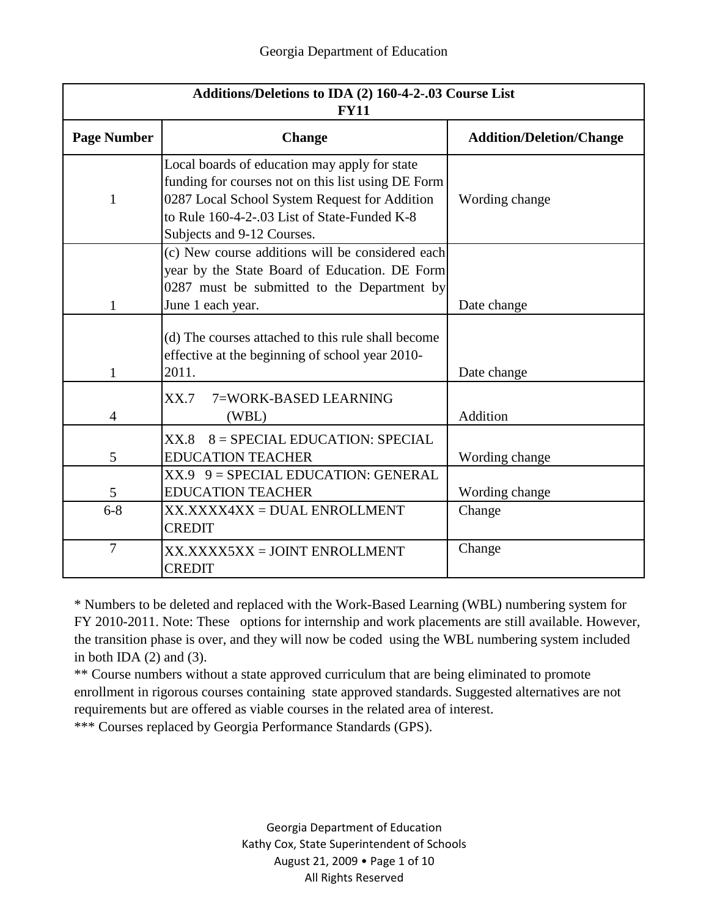| Additions/Deletions to IDA (2) 160-4-2-.03 Course List FY11 | | |
|---|---|---|
| **Page Number** | **Change** | **Addition/Deletion/Change** |
| 1 | Local boards of education may apply for state funding for courses not on this list using DE Form 0287 Local School System Request for Addition to Rule 160-4-2-.03 List of State-Funded K-8 Subjects and 9-12 Courses. | Wording change |
| 1 | (c) New course additions will be considered each year by the State Board of Education. DE Form 0287 must be submitted to the Department by June 1 each year. | Date change |
| 1 | (d) The courses attached to this rule shall become effective at the beginning of school year 2010-2011. | Date change |
| 4 | XX.7 7=WORK-BASED LEARNING (WBL) | Addition |
| 5 | XX.8 8 = SPECIAL EDUCATION: SPECIAL EDUCATION TEACHER | Wording change |
| 5 | XX.9 9 = SPECIAL EDUCATION: GENERAL EDUCATION TEACHER | Wording change |
| 6-8 | XX.XXXX4XX = DUAL ENROLLMENT CREDIT | Change |
| 7 | XX.XXXX5XX = JOINT ENROLLMENT CREDIT | Change |

* Numbers to be deleted and replaced with the Work-Based Learning (WBL) numbering system for FY 2010-2011. Note: These options for internship and work placements are still available. However, the transition phase is over, and they will now be coded using the WBL numbering system included in both IDA (2) and (3).

** Course numbers without a state approved curriculum that are being eliminated to promote enrollment in rigorous courses containing state approved standards. Suggested alternatives are not requirements but are offered as viable courses in the related area of interest.

*** Courses replaced by Georgia Performance Standards (GPS).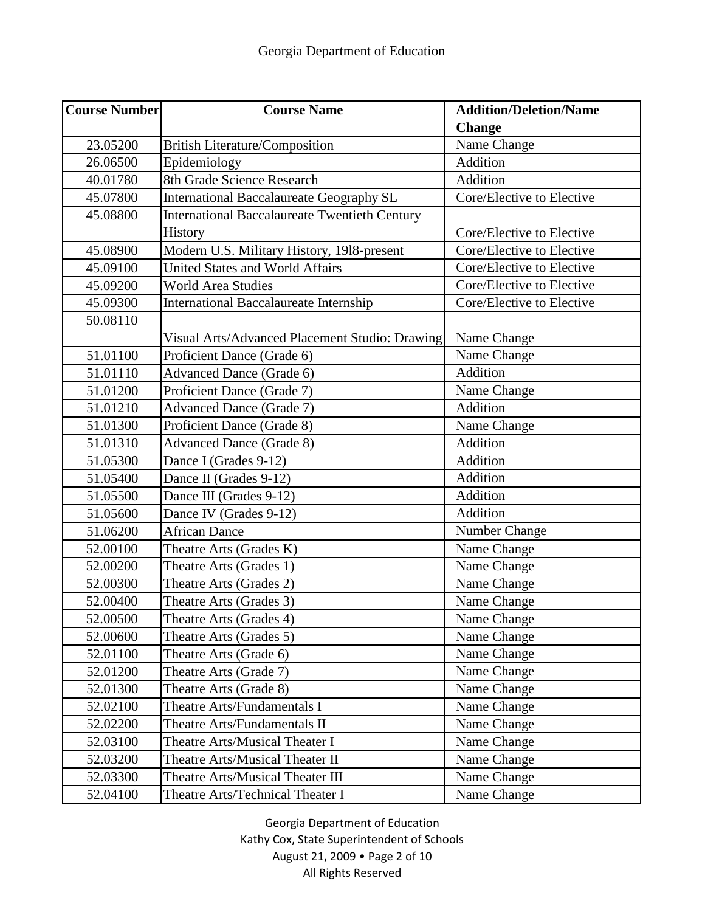| Course Number | Course Name | Addition/Deletion/Name Change |
|---|---|---|
| 23.05200 | British Literature/Composition | Name Change |
| 26.06500 | Epidemiology | Addition |
| 40.01780 | 8th Grade Science Research | Addition |
| 45.07800 | International Baccalaureate Geography SL | Core/Elective to Elective |
| 45.08800 | International Baccalaureate Twentieth Century History | Core/Elective to Elective |
| 45.08900 | Modern U.S. Military History, 19l8-present | Core/Elective to Elective |
| 45.09100 | United States and World Affairs | Core/Elective to Elective |
| 45.09200 | World Area Studies | Core/Elective to Elective |
| 45.09300 | International Baccalaureate Internship | Core/Elective to Elective |
| 50.08110 | Visual Arts/Advanced Placement Studio: Drawing | Name Change |
| 51.01100 | Proficient Dance (Grade 6) | Name Change |
| 51.01110 | Advanced Dance (Grade 6) | Addition |
| 51.01200 | Proficient Dance (Grade 7) | Name Change |
| 51.01210 | Advanced Dance (Grade 7) | Addition |
| 51.01300 | Proficient Dance (Grade 8) | Name Change |
| 51.01310 | Advanced Dance (Grade 8) | Addition |
| 51.05300 | Dance I (Grades 9-12) | Addition |
| 51.05400 | Dance II (Grades 9-12) | Addition |
| 51.05500 | Dance III (Grades 9-12) | Addition |
| 51.05600 | Dance IV (Grades 9-12) | Addition |
| 51.06200 | African Dance | Number Change |
| 52.00100 | Theatre Arts (Grades K) | Name Change |
| 52.00200 | Theatre Arts (Grades 1) | Name Change |
| 52.00300 | Theatre Arts (Grades 2) | Name Change |
| 52.00400 | Theatre Arts (Grades 3) | Name Change |
| 52.00500 | Theatre Arts (Grades 4) | Name Change |
| 52.00600 | Theatre Arts (Grades 5) | Name Change |
| 52.01100 | Theatre Arts (Grade 6) | Name Change |
| 52.01200 | Theatre Arts (Grade 7) | Name Change |
| 52.01300 | Theatre Arts (Grade 8) | Name Change |
| 52.02100 | Theatre Arts/Fundamentals I | Name Change |
| 52.02200 | Theatre Arts/Fundamentals II | Name Change |
| 52.03100 | Theatre Arts/Musical Theater I | Name Change |
| 52.03200 | Theatre Arts/Musical Theater II | Name Change |
| 52.03300 | Theatre Arts/Musical Theater III | Name Change |
| 52.04100 | Theatre Arts/Technical Theater I | Name Change |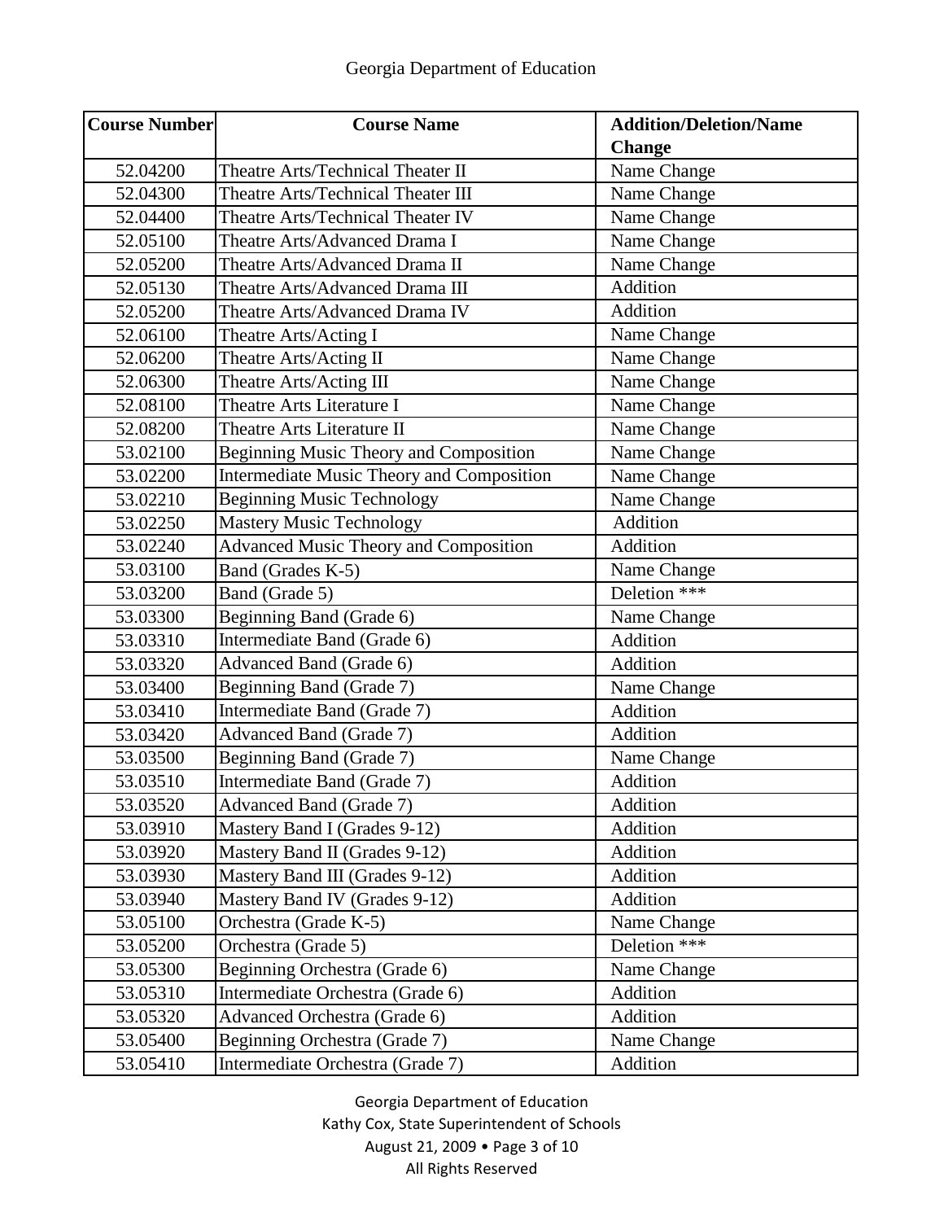| Course Number | Course Name | Addition/Deletion/Name Change |
|---|---|---|
| 52.04200 | Theatre Arts/Technical Theater II | Name Change |
| 52.04300 | Theatre Arts/Technical Theater III | Name Change |
| 52.04400 | Theatre Arts/Technical Theater IV | Name Change |
| 52.05100 | Theatre Arts/Advanced Drama I | Name Change |
| 52.05200 | Theatre Arts/Advanced Drama II | Name Change |
| 52.05130 | Theatre Arts/Advanced Drama III | Addition |
| 52.05200 | Theatre Arts/Advanced Drama IV | Addition |
| 52.06100 | Theatre Arts/Acting I | Name Change |
| 52.06200 | Theatre Arts/Acting II | Name Change |
| 52.06300 | Theatre Arts/Acting III | Name Change |
| 52.08100 | Theatre Arts Literature I | Name Change |
| 52.08200 | Theatre Arts Literature II | Name Change |
| 53.02100 | Beginning Music Theory and Composition | Name Change |
| 53.02200 | Intermediate Music Theory and Composition | Name Change |
| 53.02210 | Beginning Music Technology | Name Change |
| 53.02250 | Mastery Music Technology | Addition |
| 53.02240 | Advanced Music Theory and Composition | Addition |
| 53.03100 | Band (Grades K-5) | Name Change |
| 53.03200 | Band (Grade 5) | Deletion *** |
| 53.03300 | Beginning Band (Grade 6) | Name Change |
| 53.03310 | Intermediate Band (Grade 6) | Addition |
| 53.03320 | Advanced Band (Grade 6) | Addition |
| 53.03400 | Beginning Band (Grade 7) | Name Change |
| 53.03410 | Intermediate Band (Grade 7) | Addition |
| 53.03420 | Advanced Band (Grade 7) | Addition |
| 53.03500 | Beginning Band (Grade 7) | Name Change |
| 53.03510 | Intermediate Band (Grade 7) | Addition |
| 53.03520 | Advanced Band (Grade 7) | Addition |
| 53.03910 | Mastery Band I (Grades 9-12) | Addition |
| 53.03920 | Mastery Band II (Grades 9-12) | Addition |
| 53.03930 | Mastery Band III (Grades 9-12) | Addition |
| 53.03940 | Mastery Band IV (Grades 9-12) | Addition |
| 53.05100 | Orchestra (Grade K-5) | Name Change |
| 53.05200 | Orchestra (Grade 5) | Deletion *** |
| 53.05300 | Beginning Orchestra (Grade 6) | Name Change |
| 53.05310 | Intermediate Orchestra (Grade 6) | Addition |
| 53.05320 | Advanced Orchestra (Grade 6) | Addition |
| 53.05400 | Beginning Orchestra (Grade 7) | Name Change |
| 53.05410 | Intermediate Orchestra (Grade 7) | Addition |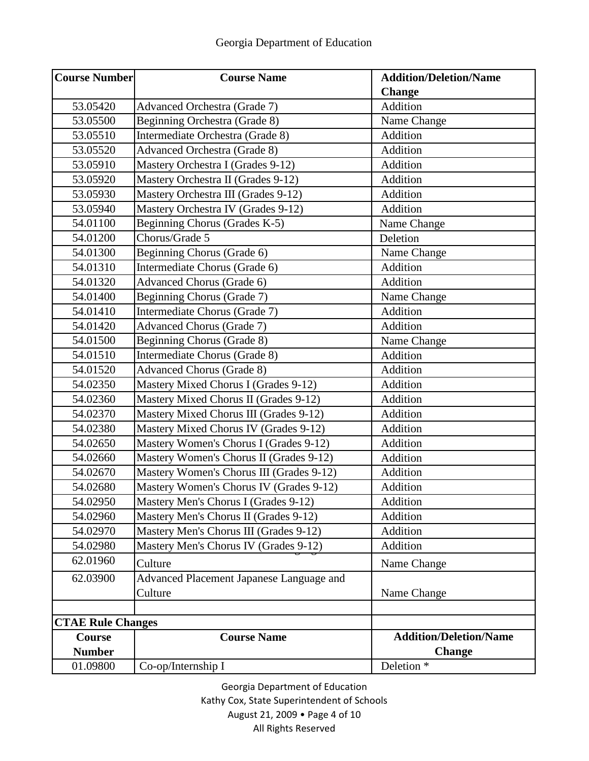| Course Number | Course Name | Addition/Deletion/Name Change |
|---|---|---|
| 53.05420 | Advanced Orchestra (Grade 7) | Addition |
| 53.05500 | Beginning Orchestra (Grade 8) | Name Change |
| 53.05510 | Intermediate Orchestra (Grade 8) | Addition |
| 53.05520 | Advanced Orchestra (Grade 8) | Addition |
| 53.05910 | Mastery Orchestra I (Grades 9-12) | Addition |
| 53.05920 | Mastery Orchestra II (Grades 9-12) | Addition |
| 53.05930 | Mastery Orchestra III (Grades 9-12) | Addition |
| 53.05940 | Mastery Orchestra IV (Grades 9-12) | Addition |
| 54.01100 | Beginning Chorus (Grades K-5) | Name Change |
| 54.01200 | Chorus/Grade 5 | Deletion |
| 54.01300 | Beginning Chorus (Grade 6) | Name Change |
| 54.01310 | Intermediate Chorus (Grade 6) | Addition |
| 54.01320 | Advanced Chorus (Grade 6) | Addition |
| 54.01400 | Beginning Chorus (Grade 7) | Name Change |
| 54.01410 | Intermediate Chorus (Grade 7) | Addition |
| 54.01420 | Advanced Chorus (Grade 7) | Addition |
| 54.01500 | Beginning Chorus (Grade 8) | Name Change |
| 54.01510 | Intermediate Chorus (Grade 8) | Addition |
| 54.01520 | Advanced Chorus (Grade 8) | Addition |
| 54.02350 | Mastery Mixed Chorus I (Grades 9-12) | Addition |
| 54.02360 | Mastery Mixed Chorus II (Grades 9-12) | Addition |
| 54.02370 | Mastery Mixed Chorus III (Grades 9-12) | Addition |
| 54.02380 | Mastery Mixed Chorus IV (Grades 9-12) | Addition |
| 54.02650 | Mastery Women's Chorus I (Grades 9-12) | Addition |
| 54.02660 | Mastery Women's Chorus II (Grades 9-12) | Addition |
| 54.02670 | Mastery Women's Chorus III (Grades 9-12) | Addition |
| 54.02680 | Mastery Women's Chorus IV (Grades 9-12) | Addition |
| 54.02950 | Mastery Men's Chorus I (Grades 9-12) | Addition |
| 54.02960 | Mastery Men's Chorus II (Grades 9-12) | Addition |
| 54.02970 | Mastery Men's Chorus III (Grades 9-12) | Addition |
| 54.02980 | Mastery Men's Chorus IV (Grades 9-12) | Addition |
| 62.01960 | Culture | Name Change |
| 62.03900 | Advanced Placement Japanese Language and Culture | Name Change |
| | | |
| **CTAE Rule Changes** | | |
| **Course Number** | **Course Name** | **Addition/Deletion/Name Change** |
| 01.09800 | Co-op/Internship I | Deletion * |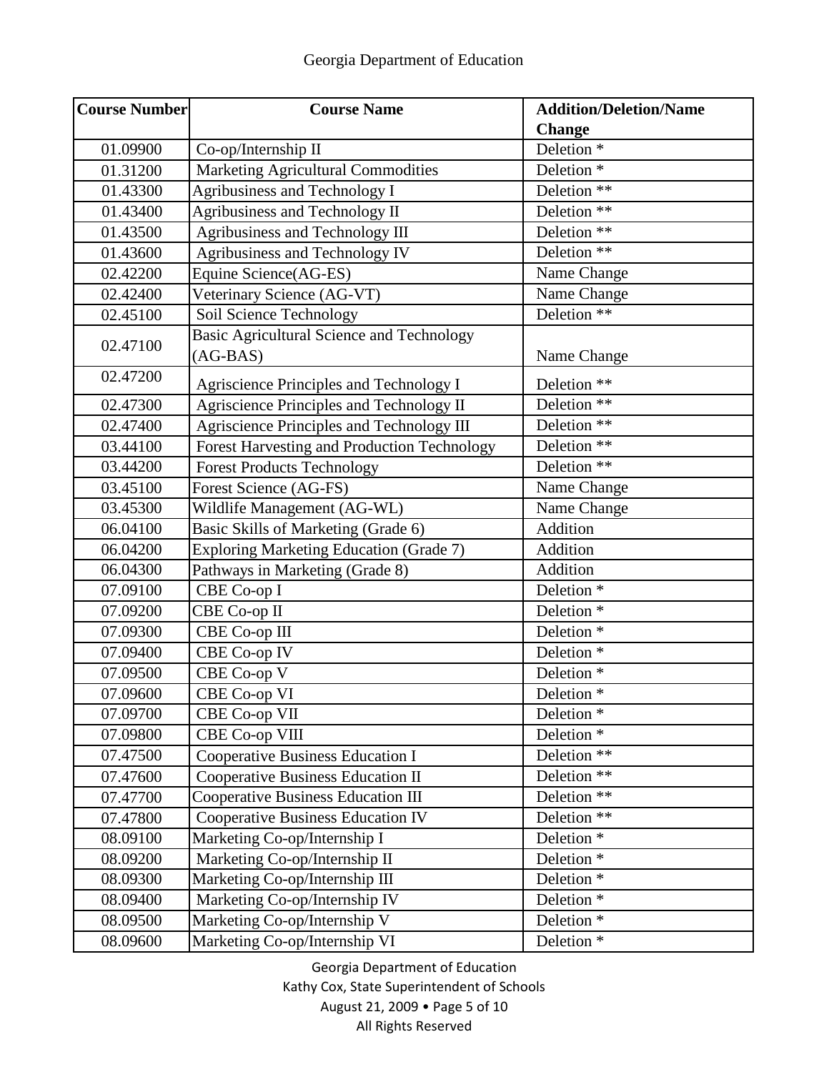| Course Number | Course Name | Addition/Deletion/Name Change |
|---|---|---|
| 01.09900 | Co-op/Internship II | Deletion * |
| 01.31200 | Marketing Agricultural Commodities | Deletion * |
| 01.43300 | Agribusiness and Technology I | Deletion ** |
| 01.43400 | Agribusiness and Technology II | Deletion ** |
| 01.43500 | Agribusiness and Technology III | Deletion ** |
| 01.43600 | Agribusiness and Technology IV | Deletion ** |
| 02.42200 | Equine Science(AG-ES) | Name Change |
| 02.42400 | Veterinary Science (AG-VT) | Name Change |
| 02.45100 | Soil Science Technology | Deletion ** |
| 02.47100 | Basic Agricultural Science and Technology (AG-BAS) | Name Change |
| 02.47200 | Agriscience Principles and Technology I | Deletion ** |
| 02.47300 | Agriscience Principles and Technology II | Deletion ** |
| 02.47400 | Agriscience Principles and Technology III | Deletion ** |
| 03.44100 | Forest Harvesting and Production Technology | Deletion ** |
| 03.44200 | Forest Products Technology | Deletion ** |
| 03.45100 | Forest Science (AG-FS) | Name Change |
| 03.45300 | Wildlife Management (AG-WL) | Name Change |
| 06.04100 | Basic Skills of Marketing (Grade 6) | Addition |
| 06.04200 | Exploring Marketing Education (Grade 7) | Addition |
| 06.04300 | Pathways in Marketing (Grade 8) | Addition |
| 07.09100 | CBE Co-op I | Deletion * |
| 07.09200 | CBE Co-op II | Deletion * |
| 07.09300 | CBE Co-op III | Deletion * |
| 07.09400 | CBE Co-op IV | Deletion * |
| 07.09500 | CBE Co-op V | Deletion * |
| 07.09600 | CBE Co-op VI | Deletion * |
| 07.09700 | CBE Co-op VII | Deletion * |
| 07.09800 | CBE Co-op VIII | Deletion * |
| 07.47500 | Cooperative Business Education I | Deletion ** |
| 07.47600 | Cooperative Business Education II | Deletion ** |
| 07.47700 | Cooperative Business Education III | Deletion ** |
| 07.47800 | Cooperative Business Education IV | Deletion ** |
| 08.09100 | Marketing Co-op/Internship I | Deletion * |
| 08.09200 | Marketing Co-op/Internship II | Deletion * |
| 08.09300 | Marketing Co-op/Internship III | Deletion * |
| 08.09400 | Marketing Co-op/Internship IV | Deletion * |
| 08.09500 | Marketing Co-op/Internship V | Deletion * |
| 08.09600 | Marketing Co-op/Internship VI | Deletion * |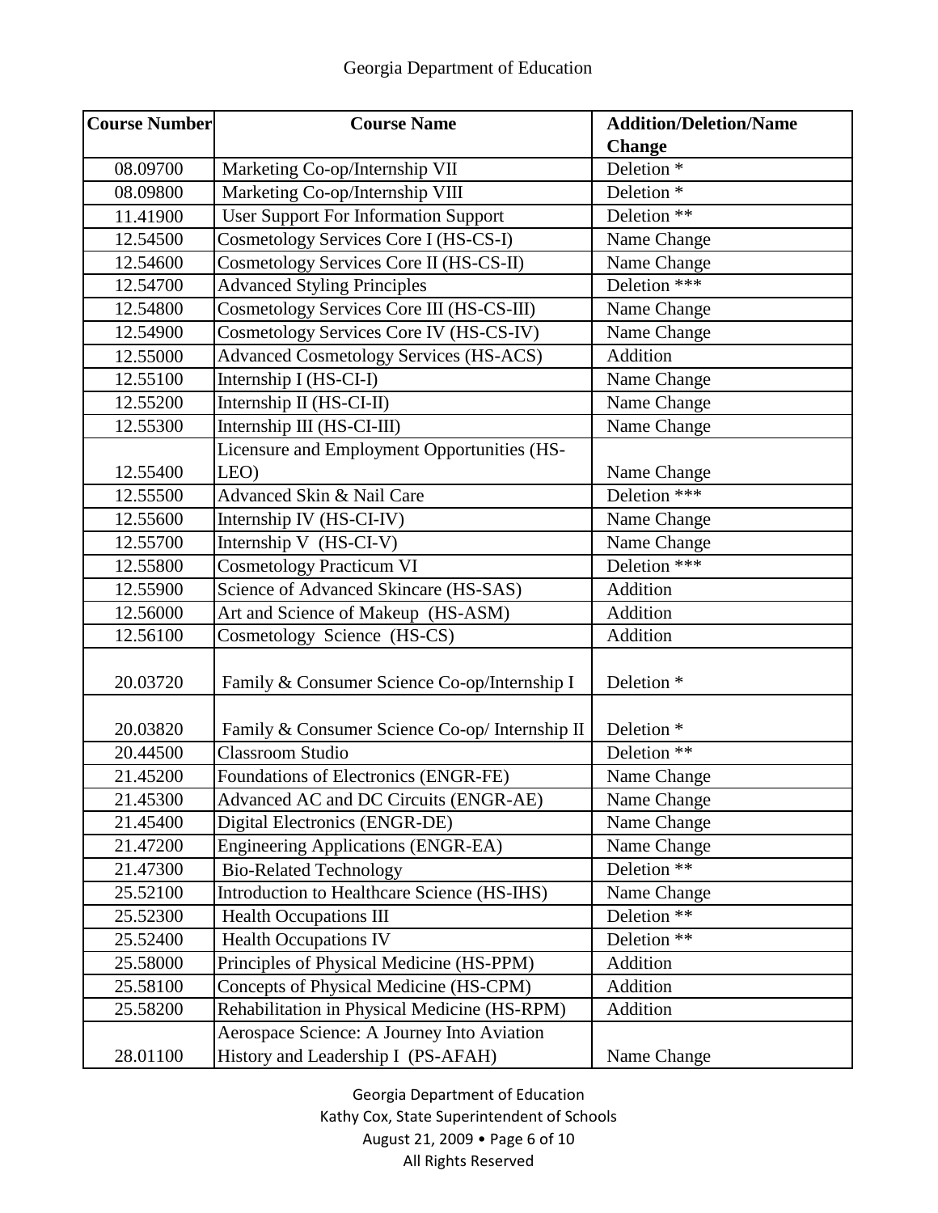| Course Number | Course Name | Addition/Deletion/Name Change |
|---|---|---|
| 08.09700 | Marketing Co-op/Internship VII | Deletion * |
| 08.09800 | Marketing Co-op/Internship VIII | Deletion * |
| 11.41900 | User Support For Information Support | Deletion ** |
| 12.54500 | Cosmetology Services Core I (HS-CS-I) | Name Change |
| 12.54600 | Cosmetology Services Core II (HS-CS-II) | Name Change |
| 12.54700 | Advanced Styling Principles | Deletion *** |
| 12.54800 | Cosmetology Services Core III (HS-CS-III) | Name Change |
| 12.54900 | Cosmetology Services Core IV (HS-CS-IV) | Name Change |
| 12.55000 | Advanced Cosmetology Services (HS-ACS) | Addition |
| 12.55100 | Internship I (HS-CI-I) | Name Change |
| 12.55200 | Internship II (HS-CI-II) | Name Change |
| 12.55300 | Internship III (HS-CI-III) | Name Change |
| 12.55400 | Licensure and Employment Opportunities (HS-LEO) | Name Change |
| 12.55500 | Advanced Skin & Nail Care | Deletion *** |
| 12.55600 | Internship IV (HS-CI-IV) | Name Change |
| 12.55700 | Internship V (HS-CI-V) | Name Change |
| 12.55800 | Cosmetology Practicum VI | Deletion *** |
| 12.55900 | Science of Advanced Skincare (HS-SAS) | Addition |
| 12.56000 | Art and Science of Makeup (HS-ASM) | Addition |
| 12.56100 | Cosmetology Science (HS-CS) | Addition |
| 20.03720 | Family & Consumer Science Co-op/Internship I | Deletion * |
| 20.03820 | Family & Consumer Science Co-op/ Internship II | Deletion * |
| 20.44500 | Classroom Studio | Deletion ** |
| 21.45200 | Foundations of Electronics (ENGR-FE) | Name Change |
| 21.45300 | Advanced AC and DC Circuits (ENGR-AE) | Name Change |
| 21.45400 | Digital Electronics (ENGR-DE) | Name Change |
| 21.47200 | Engineering Applications (ENGR-EA) | Name Change |
| 21.47300 | Bio-Related Technology | Deletion ** |
| 25.52100 | Introduction to Healthcare Science (HS-IHS) | Name Change |
| 25.52300 | Health Occupations III | Deletion ** |
| 25.52400 | Health Occupations IV | Deletion ** |
| 25.58000 | Principles of Physical Medicine (HS-PPM) | Addition |
| 25.58100 | Concepts of Physical Medicine (HS-CPM) | Addition |
| 25.58200 | Rehabilitation in Physical Medicine (HS-RPM) | Addition |
| 28.01100 | Aerospace Science: A Journey Into Aviation History and Leadership I (PS-AFAH) | Name Change |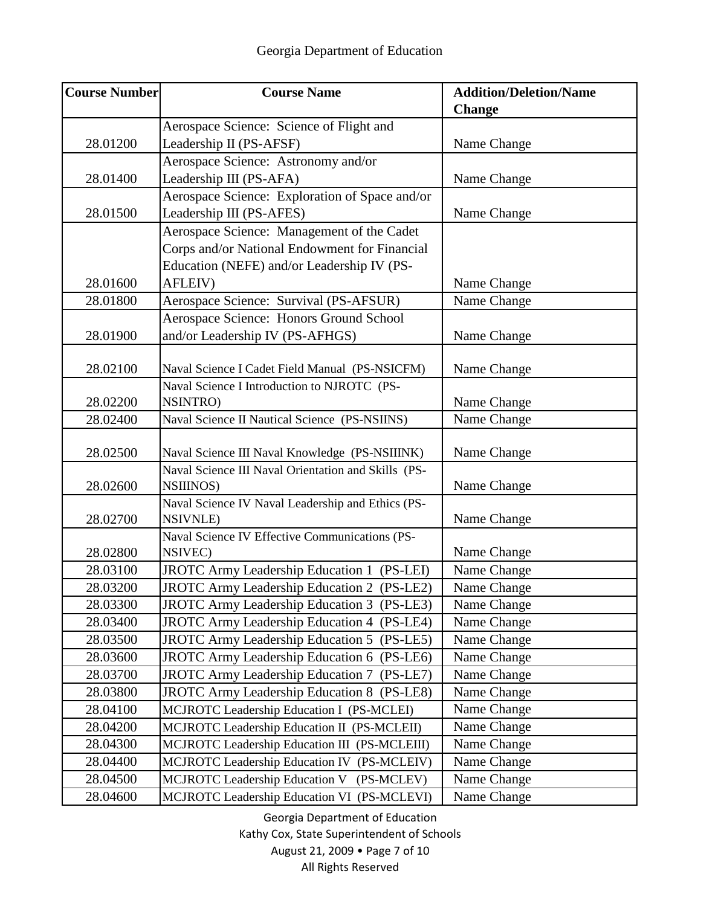| Course Number | Course Name | Addition/Deletion/Name Change |
|---|---|---|
| 28.01200 | Aerospace Science: Science of Flight and Leadership II (PS-AFSF) | Name Change |
| 28.01400 | Aerospace Science: Astronomy and/or Leadership III (PS-AFA) | Name Change |
| 28.01500 | Aerospace Science: Exploration of Space and/or Leadership III (PS-AFES) | Name Change |
| 28.01600 | Aerospace Science: Management of the Cadet Corps and/or National Endowment for Financial Education (NEFE) and/or Leadership IV (PS-AFLEIV) | Name Change |
| 28.01800 | Aerospace Science: Survival (PS-AFSUR) | Name Change |
| 28.01900 | Aerospace Science: Honors Ground School and/or Leadership IV (PS-AFHGS) | Name Change |
| 28.02100 | Naval Science I Cadet Field Manual (PS-NSICFM) | Name Change |
| 28.02200 | Naval Science I Introduction to NJROTC (PS-NSINTRO) | Name Change |
| 28.02400 | Naval Science II Nautical Science (PS-NSIINS) | Name Change |
| 28.02500 | Naval Science III Naval Knowledge (PS-NSIIINK) | Name Change |
| 28.02600 | Naval Science III Naval Orientation and Skills (PS-NSIIINOS) | Name Change |
| 28.02700 | Naval Science IV Naval Leadership and Ethics (PS-NSIVNLE) | Name Change |
| 28.02800 | Naval Science IV Effective Communications (PS-NSIVEC) | Name Change |
| 28.03100 | JROTC Army Leadership Education 1 (PS-LEI) | Name Change |
| 28.03200 | JROTC Army Leadership Education 2 (PS-LE2) | Name Change |
| 28.03300 | JROTC Army Leadership Education 3 (PS-LE3) | Name Change |
| 28.03400 | JROTC Army Leadership Education 4 (PS-LE4) | Name Change |
| 28.03500 | JROTC Army Leadership Education 5 (PS-LE5) | Name Change |
| 28.03600 | JROTC Army Leadership Education 6 (PS-LE6) | Name Change |
| 28.03700 | JROTC Army Leadership Education 7 (PS-LE7) | Name Change |
| 28.03800 | JROTC Army Leadership Education 8 (PS-LE8) | Name Change |
| 28.04100 | MCJROTC Leadership Education I (PS-MCLEI) | Name Change |
| 28.04200 | MCJROTC Leadership Education II (PS-MCLEII) | Name Change |
| 28.04300 | MCJROTC Leadership Education III (PS-MCLEIII) | Name Change |
| 28.04400 | MCJROTC Leadership Education IV (PS-MCLEIV) | Name Change |
| 28.04500 | MCJROTC Leadership Education V (PS-MCLEV) | Name Change |
| 28.04600 | MCJROTC Leadership Education VI (PS-MCLEVI) | Name Change |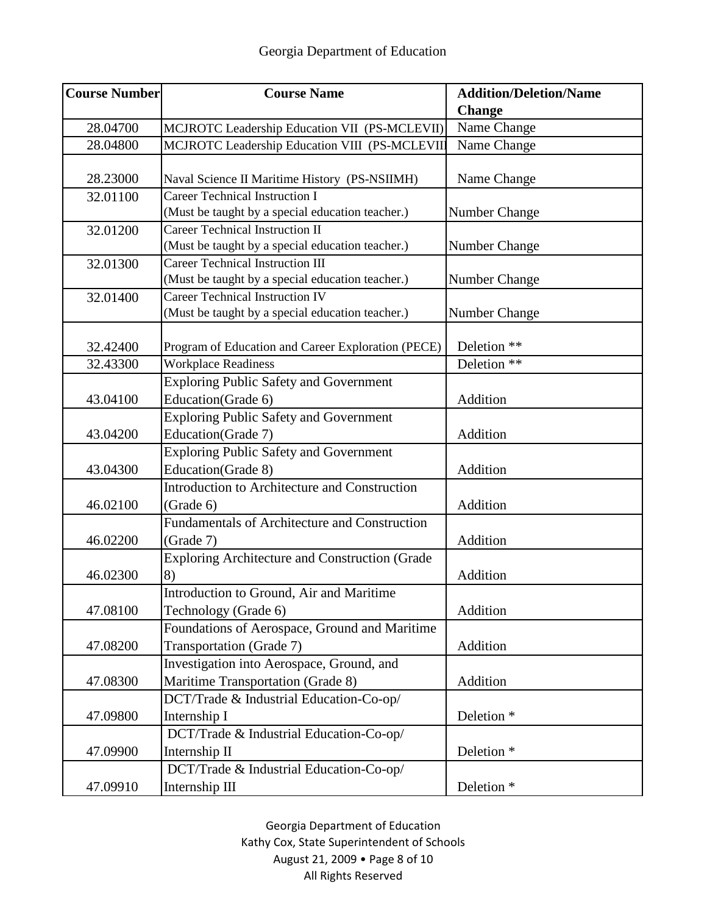| Course Number | Course Name | Addition/Deletion/Name Change |
|---|---|---|
| 28.04700 | MCJROTC Leadership Education VII (PS-MCLEVII) | Name Change |
| 28.04800 | MCJROTC Leadership Education VIII (PS-MCLEVIII | Name Change |
| 28.23000 | Naval Science II Maritime History (PS-NSIIMH) | Name Change |
| 32.01100 | Career Technical Instruction I (Must be taught by a special education teacher.) | Number Change |
| 32.01200 | Career Technical Instruction II (Must be taught by a special education teacher.) | Number Change |
| 32.01300 | Career Technical Instruction III (Must be taught by a special education teacher.) | Number Change |
| 32.01400 | Career Technical Instruction IV (Must be taught by a special education teacher.) | Number Change |
| 32.42400 | Program of Education and Career Exploration (PECE) | Deletion ** |
| 32.43300 | Workplace Readiness | Deletion ** |
| 43.04100 | Exploring Public Safety and Government Education(Grade 6) | Addition |
| 43.04200 | Exploring Public Safety and Government Education(Grade 7) | Addition |
| 43.04300 | Exploring Public Safety and Government Education(Grade 8) | Addition |
| 46.02100 | Introduction to Architecture and Construction (Grade 6) | Addition |
| 46.02200 | Fundamentals of Architecture and Construction (Grade 7) | Addition |
| 46.02300 | Exploring Architecture and Construction (Grade 8) | Addition |
| 47.08100 | Introduction to Ground, Air and Maritime Technology (Grade 6) | Addition |
| 47.08200 | Foundations of Aerospace, Ground and Maritime Transportation (Grade 7) | Addition |
| 47.08300 | Investigation into Aerospace, Ground, and Maritime Transportation (Grade 8) | Addition |
| 47.09800 | DCT/Trade & Industrial Education-Co-op/ Internship I | Deletion * |
| 47.09900 | DCT/Trade & Industrial Education-Co-op/ Internship II | Deletion * |
| 47.09910 | DCT/Trade & Industrial Education-Co-op/ Internship III | Deletion * |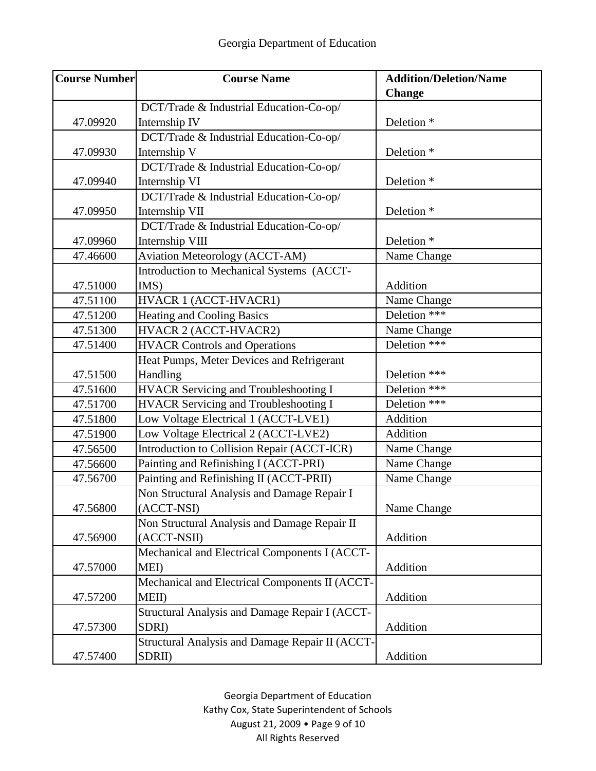| Course Number | Course Name | Addition/Deletion/Name Change |
|---|---|---|
| 47.09920 | DCT/Trade & Industrial Education-Co-op/ Internship IV | Deletion * |
| 47.09930 | DCT/Trade & Industrial Education-Co-op/ Internship V | Deletion * |
| 47.09940 | DCT/Trade & Industrial Education-Co-op/ Internship VI | Deletion * |
| 47.09950 | DCT/Trade & Industrial Education-Co-op/ Internship VII | Deletion * |
| 47.09960 | DCT/Trade & Industrial Education-Co-op/ Internship VIII | Deletion * |
| 47.46600 | Aviation Meteorology (ACCT-AM) | Name Change |
| 47.51000 | Introduction to Mechanical Systems (ACCT-IMS) | Addition |
| 47.51100 | HVACR 1 (ACCT-HVACR1) | Name Change |
| 47.51200 | Heating and Cooling Basics | Deletion *** |
| 47.51300 | HVACR 2 (ACCT-HVACR2) | Name Change |
| 47.51400 | HVACR Controls and Operations | Deletion *** |
| 47.51500 | Heat Pumps, Meter Devices and Refrigerant Handling | Deletion *** |
| 47.51600 | HVACR Servicing and Troubleshooting I | Deletion *** |
| 47.51700 | HVACR Servicing and Troubleshooting I | Deletion *** |
| 47.51800 | Low Voltage Electrical 1 (ACCT-LVE1) | Addition |
| 47.51900 | Low Voltage Electrical 2 (ACCT-LVE2) | Addition |
| 47.56500 | Introduction to Collision Repair (ACCT-ICR) | Name Change |
| 47.56600 | Painting and Refinishing I (ACCT-PRI) | Name Change |
| 47.56700 | Painting and Refinishing II (ACCT-PRII) | Name Change |
| 47.56800 | Non Structural Analysis and Damage Repair I (ACCT-NSI) | Name Change |
| 47.56900 | Non Structural Analysis and Damage Repair II (ACCT-NSII) | Addition |
| 47.57000 | Mechanical and Electrical Components I (ACCT-MEI) | Addition |
| 47.57200 | Mechanical and Electrical Components II (ACCT-MEII) | Addition |
| 47.57300 | Structural Analysis and Damage Repair I (ACCT-SDRI) | Addition |
| 47.57400 | Structural Analysis and Damage Repair II (ACCT-SDRII) | Addition |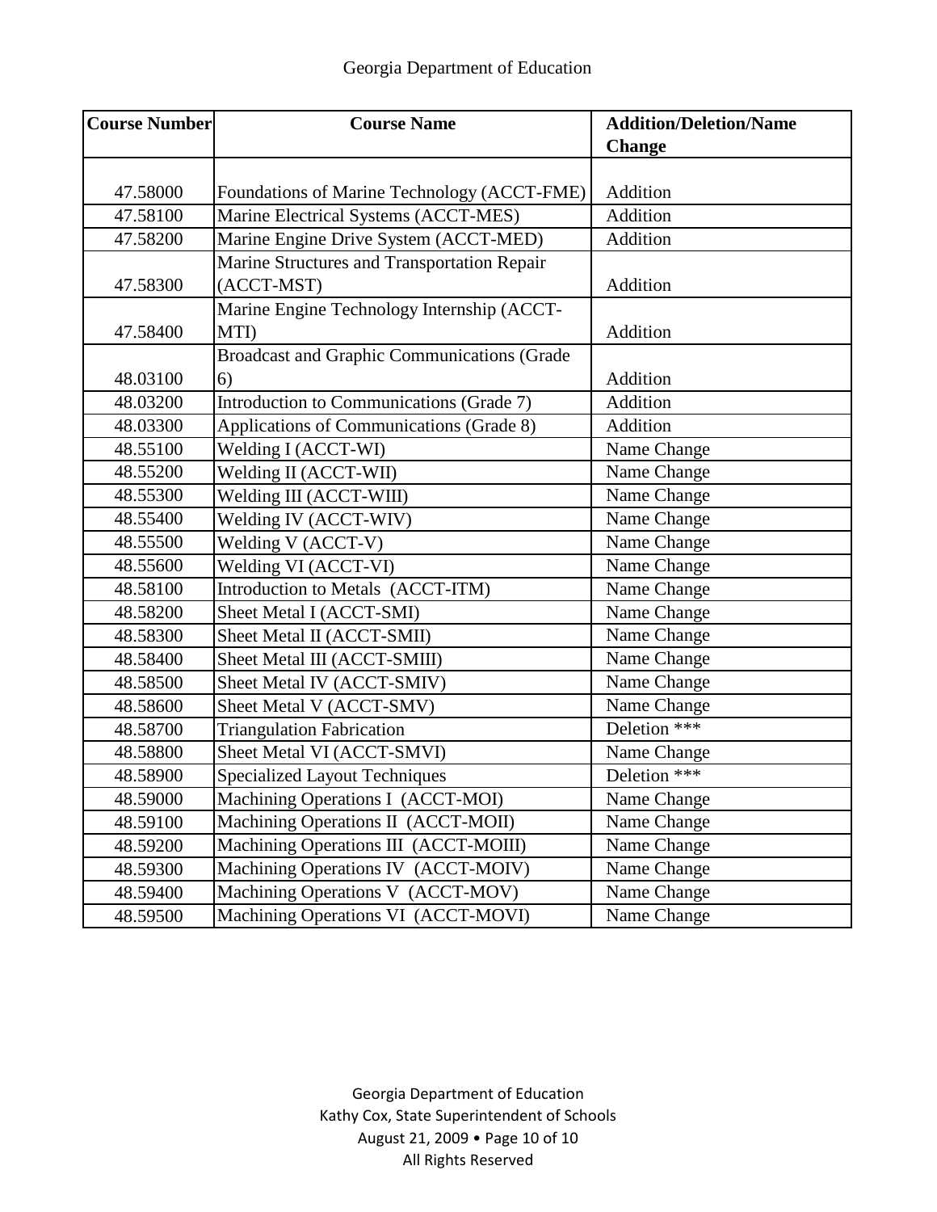| Course Number | Course Name | Addition/Deletion/Name Change |
|---|---|---|
| 47.58000 | Foundations of Marine Technology (ACCT-FME) | Addition |
| 47.58100 | Marine Electrical Systems (ACCT-MES) | Addition |
| 47.58200 | Marine Engine Drive System (ACCT-MED) | Addition |
| 47.58300 | Marine Structures and Transportation Repair (ACCT-MST) | Addition |
| 47.58400 | Marine Engine Technology Internship (ACCT-MTI) | Addition |
| 48.03100 | Broadcast and Graphic Communications (Grade 6) | Addition |
| 48.03200 | Introduction to Communications (Grade 7) | Addition |
| 48.03300 | Applications of Communications (Grade 8) | Addition |
| 48.55100 | Welding I (ACCT-WI) | Name Change |
| 48.55200 | Welding II (ACCT-WII) | Name Change |
| 48.55300 | Welding III (ACCT-WIII) | Name Change |
| 48.55400 | Welding IV (ACCT-WIV) | Name Change |
| 48.55500 | Welding V (ACCT-V) | Name Change |
| 48.55600 | Welding VI (ACCT-VI) | Name Change |
| 48.58100 | Introduction to Metals (ACCT-ITM) | Name Change |
| 48.58200 | Sheet Metal I (ACCT-SMI) | Name Change |
| 48.58300 | Sheet Metal II (ACCT-SMII) | Name Change |
| 48.58400 | Sheet Metal III (ACCT-SMIII) | Name Change |
| 48.58500 | Sheet Metal IV (ACCT-SMIV) | Name Change |
| 48.58600 | Sheet Metal V (ACCT-SMV) | Name Change |
| 48.58700 | Triangulation Fabrication | Deletion *** |
| 48.58800 | Sheet Metal VI (ACCT-SMVI) | Name Change |
| 48.58900 | Specialized Layout Techniques | Deletion *** |
| 48.59000 | Machining Operations I (ACCT-MOI) | Name Change |
| 48.59100 | Machining Operations II (ACCT-MOII) | Name Change |
| 48.59200 | Machining Operations III (ACCT-MOIII) | Name Change |
| 48.59300 | Machining Operations IV (ACCT-MOIV) | Name Change |
| 48.59400 | Machining Operations V (ACCT-MOV) | Name Change |
| 48.59500 | Machining Operations VI (ACCT-MOVI) | Name Change |